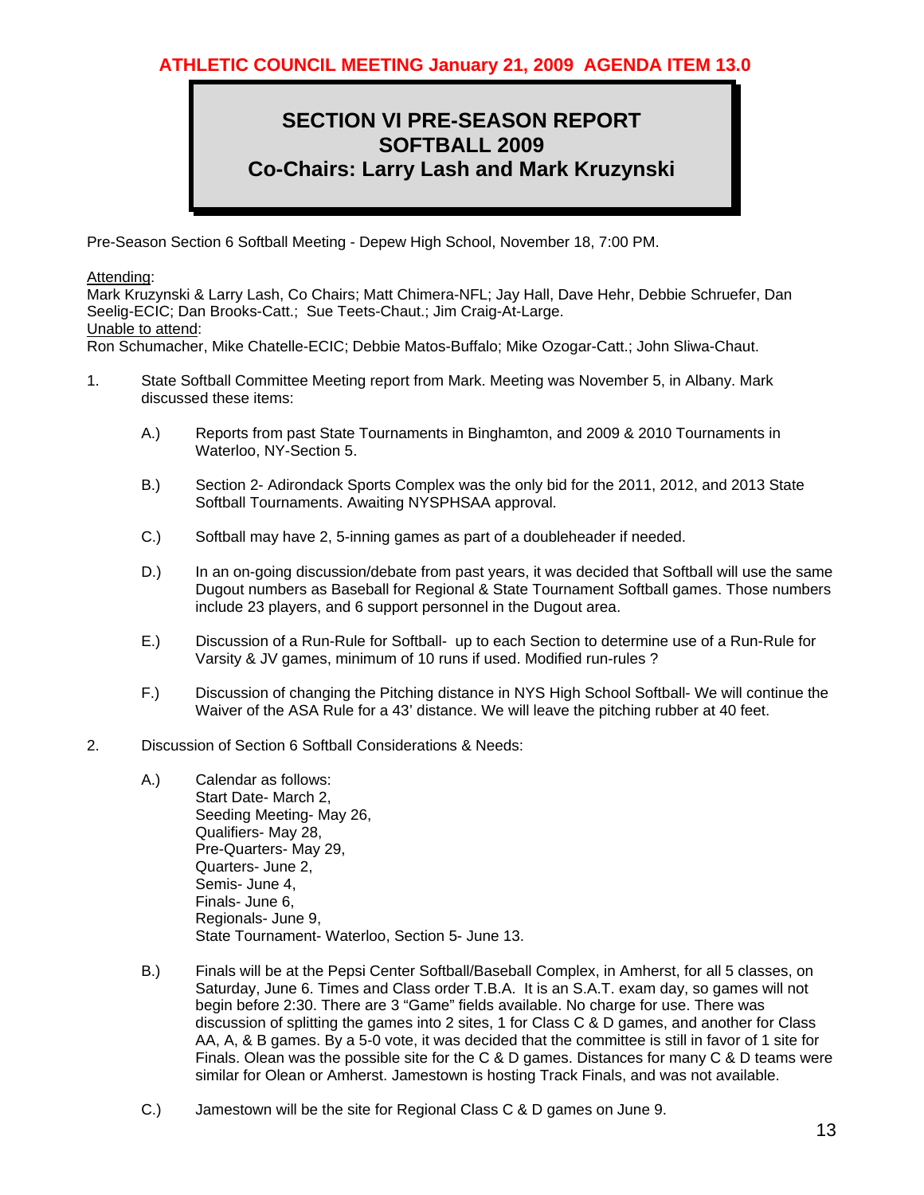**ATHLETIC COUNCIL MEETING January 21, 2009 AGENDA ITEM 13.0**

# SECTION VI PRE-SEASON REPORT
# SOFTBALL 2009
# Co-Chairs: Larry Lash and Mark Kruzynski

Pre-Season Section 6 Softball Meeting - Depew High School, November 18, 7:00 PM.

Attending:
Mark Kruzynski & Larry Lash, Co Chairs; Matt Chimera-NFL; Jay Hall, Dave Hehr, Debbie Schruefer, Dan Seelig-ECIC; Dan Brooks-Catt.; Sue Teets-Chaut.; Jim Craig-At-Large.
Unable to attend:
Ron Schumacher, Mike Chatelle-ECIC; Debbie Matos-Buffalo; Mike Ozogar-Catt.; John Sliwa-Chaut.

1. State Softball Committee Meeting report from Mark. Meeting was November 5, in Albany. Mark discussed these items:

   A.) Reports from past State Tournaments in Binghamton, and 2009 & 2010 Tournaments in Waterloo, NY-Section 5.

   B.) Section 2- Adirondack Sports Complex was the only bid for the 2011, 2012, and 2013 State Softball Tournaments. Awaiting NYSPHSAA approval.

   C.) Softball may have 2, 5-inning games as part of a doubleheader if needed.

   D.) In an on-going discussion/debate from past years, it was decided that Softball will use the same Dugout numbers as Baseball for Regional & State Tournament Softball games. Those numbers include 23 players, and 6 support personnel in the Dugout area.

   E.) Discussion of a Run-Rule for Softball- up to each Section to determine use of a Run-Rule for Varsity & JV games, minimum of 10 runs if used. Modified run-rules ?

   F.) Discussion of changing the Pitching distance in NYS High School Softball- We will continue the Waiver of the ASA Rule for a 43' distance. We will leave the pitching rubber at 40 feet.

2. Discussion of Section 6 Softball Considerations & Needs:

   A.) Calendar as follows:
   Start Date- March 2,
   Seeding Meeting- May 26,
   Qualifiers- May 28,
   Pre-Quarters- May 29,
   Quarters- June 2,
   Semis- June 4,
   Finals- June 6,
   Regionals- June 9,
   State Tournament- Waterloo, Section 5- June 13.

   B.) Finals will be at the Pepsi Center Softball/Baseball Complex, in Amherst, for all 5 classes, on Saturday, June 6. Times and Class order T.B.A. It is an S.A.T. exam day, so games will not begin before 2:30. There are 3 "Game" fields available. No charge for use. There was discussion of splitting the games into 2 sites, 1 for Class C & D games, and another for Class AA, A, & B games. By a 5-0 vote, it was decided that the committee is still in favor of 1 site for Finals. Olean was the possible site for the C & D games. Distances for many C & D teams were similar for Olean or Amherst. Jamestown is hosting Track Finals, and was not available.

   C.) Jamestown will be the site for Regional Class C & D games on June 9.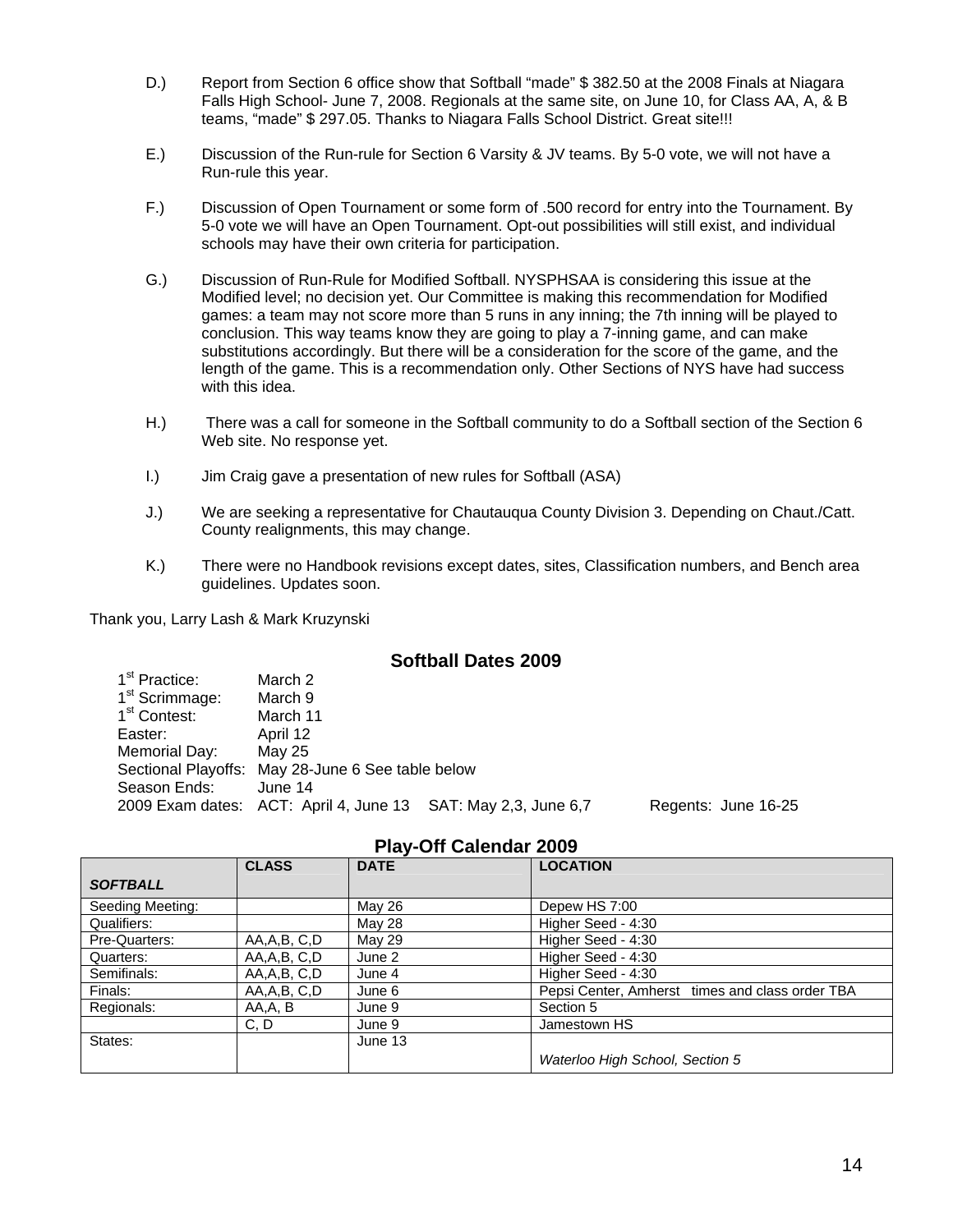D.) Report from Section 6 office show that Softball "made" $ 382.50 at the 2008 Finals at Niagara Falls High School- June 7, 2008. Regionals at the same site, on June 10, for Class AA, A, & B teams, "made" $ 297.05. Thanks to Niagara Falls School District. Great site!!!

E.) Discussion of the Run-rule for Section 6 Varsity & JV teams. By 5-0 vote, we will not have a Run-rule this year.

F.) Discussion of Open Tournament or some form of .500 record for entry into the Tournament. By 5-0 vote we will have an Open Tournament. Opt-out possibilities will still exist, and individual schools may have their own criteria for participation.

G.) Discussion of Run-Rule for Modified Softball. NYSPHSAA is considering this issue at the Modified level; no decision yet. Our Committee is making this recommendation for Modified games: a team may not score more than 5 runs in any inning; the 7th inning will be played to conclusion. This way teams know they are going to play a 7-inning game, and can make substitutions accordingly. But there will be a consideration for the score of the game, and the length of the game. This is a recommendation only. Other Sections of NYS have had success with this idea.

H.) There was a call for someone in the Softball community to do a Softball section of the Section 6 Web site. No response yet.

I.) Jim Craig gave a presentation of new rules for Softball (ASA)

J.) We are seeking a representative for Chautauqua County Division 3. Depending on Chaut./Catt. County realignments, this may change.

K.) There were no Handbook revisions except dates, sites, Classification numbers, and Bench area guidelines. Updates soon.

Thank you, Larry Lash & Mark Kruzynski

## Softball Dates 2009

1st Practice: March 2
1st Scrimmage: March 9
1st Contest: March 11
Easter: April 12
Memorial Day: May 25
Sectional Playoffs: May 28-June 6 See table below
Season Ends: June 14
2009 Exam dates: ACT: April 4, June 13 SAT: May 2,3, June 6,7 Regents: June 16-25

## Play-Off Calendar 2009

| ***SOFTBALL*** | **CLASS** | **DATE** | **LOCATION** |
|---|---|---|---|
| Seeding Meeting: | | May 26 | Depew HS 7:00 |
| Qualifiers: | | May 28 | Higher Seed - 4:30 |
| Pre-Quarters: | AA,A,B, C,D | May 29 | Higher Seed - 4:30 |
| Quarters: | AA,A,B, C,D | June 2 | Higher Seed - 4:30 |
| Semifinals: | AA,A,B, C,D | June 4 | Higher Seed - 4:30 |
| Finals: | AA,A,B, C,D | June 6 | Pepsi Center, Amherst times and class order TBA |
| Regionals: | AA,A, B | June 9 | Section 5 |
| | C, D | June 9 | Jamestown HS |
| States: | | June 13 | *Waterloo High School, Section 5* |